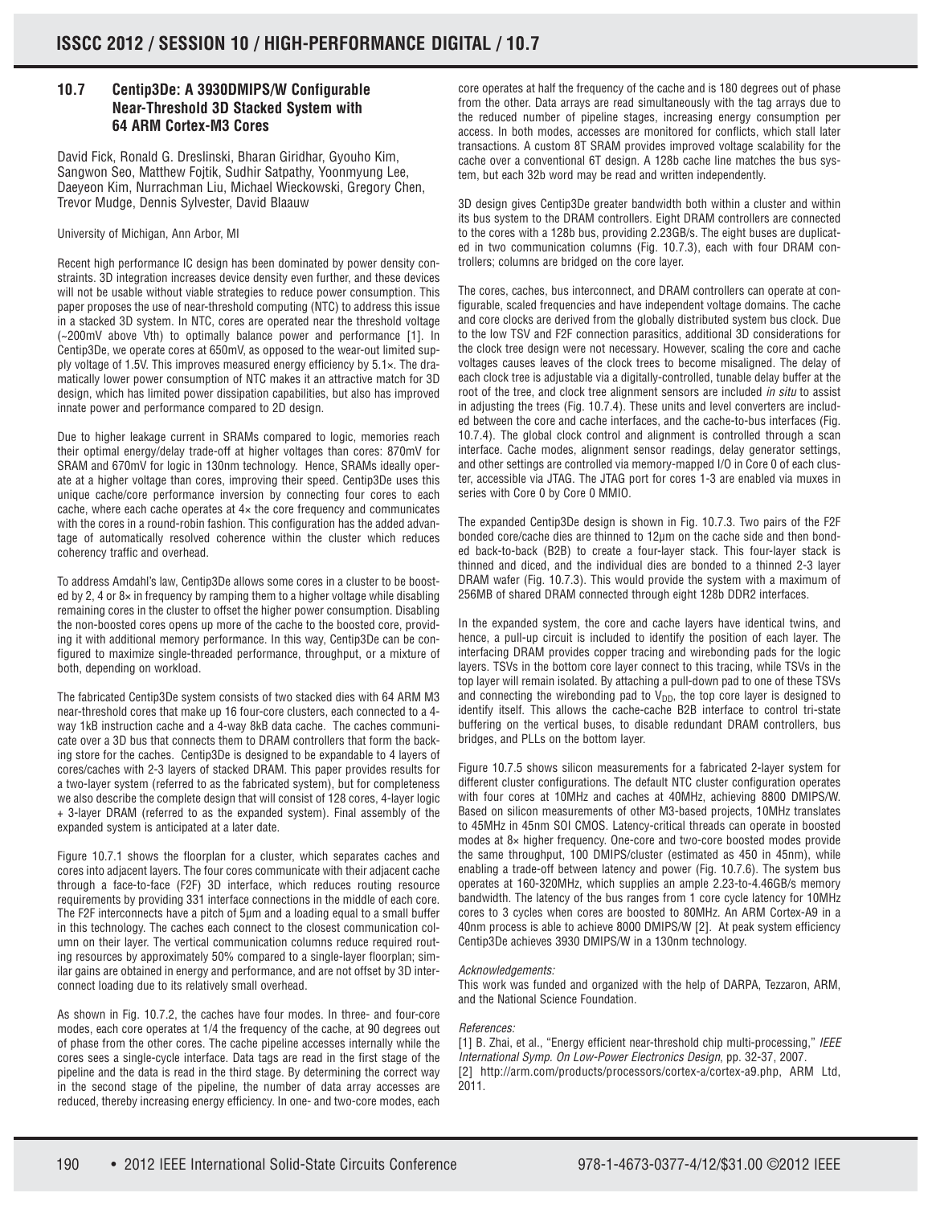# 10.7 Centip3De: A 3930DMIPS/W Configurable Near-Threshold 3D Stacked System with 64 ARM Cortex-M3 Cores

David Fick, Ronald G. Dreslinski, Bharan Giridhar, Gyouho Kim, Sangwon Seo, Matthew Fojtik, Sudhir Satpathy, Yoonmyung Lee, Daeyeon Kim, Nurrachman Liu, Michael Wieckowski, Gregory Chen, Trevor Mudge, Dennis Sylvester, David Blaauw

University of Michigan, Ann Arbor, MI

Recent high performance IC design has been dominated by power density constraints. 3D integration increases device density even further, and these devices will not be usable without viable strategies to reduce power consumption. This paper proposes the use of near-threshold computing (NTC) to address this issue in a stacked 3D system. In NTC, cores are operated near the threshold voltage (~200mV above Vth) to optimally balance power and performance [1]. In Centip3De, we operate cores at 650mV, as opposed to the wear-out limited supply voltage of 1.5V. This improves measured energy efficiency by 5.1×. The dramatically lower power consumption of NTC makes it an attractive match for 3D design, which has limited power dissipation capabilities, but also has improved innate power and performance compared to 2D design.

Due to higher leakage current in SRAMs compared to logic, memories reach their optimal energy/delay trade-off at higher voltages than cores: 870mV for SRAM and 670mV for logic in 130nm technology. Hence, SRAMs ideally operate at a higher voltage than cores, improving their speed. Centip3De uses this unique cache/core performance inversion by connecting four cores to each cache, where each cache operates at 4× the core frequency and communicates with the cores in a round-robin fashion. This configuration has the added advantage of automatically resolved coherence within the cluster which reduces coherency traffic and overhead.

To address Amdahl's law, Centip3De allows some cores in a cluster to be boosted by 2, 4 or 8× in frequency by ramping them to a higher voltage while disabling remaining cores in the cluster to offset the higher power consumption. Disabling the non-boosted cores opens up more of the cache to the boosted core, providing it with additional memory performance. In this way, Centip3De can be configured to maximize single-threaded performance, throughput, or a mixture of both, depending on workload.

The fabricated Centip3De system consists of two stacked dies with 64 ARM M3 near-threshold cores that make up 16 four-core clusters, each connected to a 4-way 1kB instruction cache and a 4-way 8kB data cache. The caches communicate over a 3D bus that connects them to DRAM controllers that form the backing store for the caches. Centip3De is designed to be expandable to 4 layers of cores/caches with 2-3 layers of stacked DRAM. This paper provides results for a two-layer system (referred to as the fabricated system), but for completeness we also describe the complete design that will consist of 128 cores, 4-layer logic + 3-layer DRAM (referred to as the expanded system). Final assembly of the expanded system is anticipated at a later date.

Figure 10.7.1 shows the floorplan for a cluster, which separates caches and cores into adjacent layers. The four cores communicate with their adjacent cache through a face-to-face (F2F) 3D interface, which reduces routing resource requirements by providing 331 interface connections in the middle of each core. The F2F interconnects have a pitch of 5μm and a loading equal to a small buffer in this technology. The caches each connect to the closest communication column on their layer. The vertical communication columns reduce required routing resources by approximately 50% compared to a single-layer floorplan; similar gains are obtained in energy and performance, and are not offset by 3D interconnect loading due to its relatively small overhead.

As shown in Fig. 10.7.2, the caches have four modes. In three- and four-core modes, each core operates at 1/4 the frequency of the cache, at 90 degrees out of phase from the other cores. The cache pipeline accesses internally while the cores sees a single-cycle interface. Data tags are read in the first stage of the pipeline and the data is read in the third stage. By determining the correct way in the second stage of the pipeline, the number of data array accesses are reduced, thereby increasing energy efficiency. In one- and two-core modes, each core operates at half the frequency of the cache and is 180 degrees out of phase from the other. Data arrays are read simultaneously with the tag arrays due to the reduced number of pipeline stages, increasing energy consumption per access. In both modes, accesses are monitored for conflicts, which stall later transactions. A custom 8T SRAM provides improved voltage scalability for the cache over a conventional 6T design. A 128b cache line matches the bus system, but each 32b word may be read and written independently.

3D design gives Centip3De greater bandwidth both within a cluster and within its bus system to the DRAM controllers. Eight DRAM controllers are connected to the cores with a 128b bus, providing 2.23GB/s. The eight buses are duplicated in two communication columns (Fig. 10.7.3), each with four DRAM controllers; columns are bridged on the core layer.

The cores, caches, bus interconnect, and DRAM controllers can operate at configurable, scaled frequencies and have independent voltage domains. The cache and core clocks are derived from the globally distributed system bus clock. Due to the low TSV and F2F connection parasitics, additional 3D considerations for the clock tree design were not necessary. However, scaling the core and cache voltages causes leaves of the clock trees to become misaligned. The delay of each clock tree is adjustable via a digitally-controlled, tunable delay buffer at the root of the tree, and clock tree alignment sensors are included *in situ* to assist in adjusting the trees (Fig. 10.7.4). These units and level converters are included between the core and cache interfaces, and the cache-to-bus interfaces (Fig. 10.7.4). The global clock control and alignment is controlled through a scan interface. Cache modes, alignment sensor readings, delay generator settings, and other settings are controlled via memory-mapped I/O in Core 0 of each cluster, accessible via JTAG. The JTAG port for cores 1-3 are enabled via muxes in series with Core 0 by Core 0 MMIO.

The expanded Centip3De design is shown in Fig. 10.7.3. Two pairs of the F2F bonded core/cache dies are thinned to 12μm on the cache side and then bonded back-to-back (B2B) to create a four-layer stack. This four-layer stack is thinned and diced, and the individual dies are bonded to a thinned 2-3 layer DRAM wafer (Fig. 10.7.3). This would provide the system with a maximum of 256MB of shared DRAM connected through eight 128b DDR2 interfaces.

In the expanded system, the core and cache layers have identical twins, and hence, a pull-up circuit is included to identify the position of each layer. The interfacing DRAM provides copper tracing and wirebonding pads for the logic layers. TSVs in the bottom core layer connect to this tracing, while TSVs in the top layer will remain isolated. By attaching a pull-down pad to one of these TSVs and connecting the wirebonding pad to $V_{DD}$, the top core layer is designed to identify itself. This allows the cache-cache B2B interface to control tri-state buffering on the vertical buses, to disable redundant DRAM controllers, bus bridges, and PLLs on the bottom layer.

Figure 10.7.5 shows silicon measurements for a fabricated 2-layer system for different cluster configurations. The default NTC cluster configuration operates with four cores at 10MHz and caches at 40MHz, achieving 8800 DMIPS/W. Based on silicon measurements of other M3-based projects, 10MHz translates to 45MHz in 45nm SOI CMOS. Latency-critical threads can operate in boosted modes at 8× higher frequency. One-core and two-core boosted modes provide the same throughput, 100 DMIPS/cluster (estimated as 450 in 45nm), while enabling a trade-off between latency and power (Fig. 10.7.6). The system bus operates at 160-320MHz, which supplies an ample 2.23-to-4.46GB/s memory bandwidth. The latency of the bus ranges from 1 core cycle latency for 10MHz cores to 3 cycles when cores are boosted to 80MHz. An ARM Cortex-A9 in a 40nm process is able to achieve 8000 DMIPS/W [2]. At peak system efficiency Centip3De achieves 3930 DMIPS/W in a 130nm technology.

*Acknowledgements:*
This work was funded and organized with the help of DARPA, Tezzaron, ARM, and the National Science Foundation.

*References:*

[1] B. Zhai, et al., "Energy efficient near-threshold chip multi-processing," *IEEE International Symp. On Low-Power Electronics Design*, pp. 32-37, 2007.

[2] http://arm.com/products/processors/cortex-a/cortex-a9.php, ARM Ltd, 2011.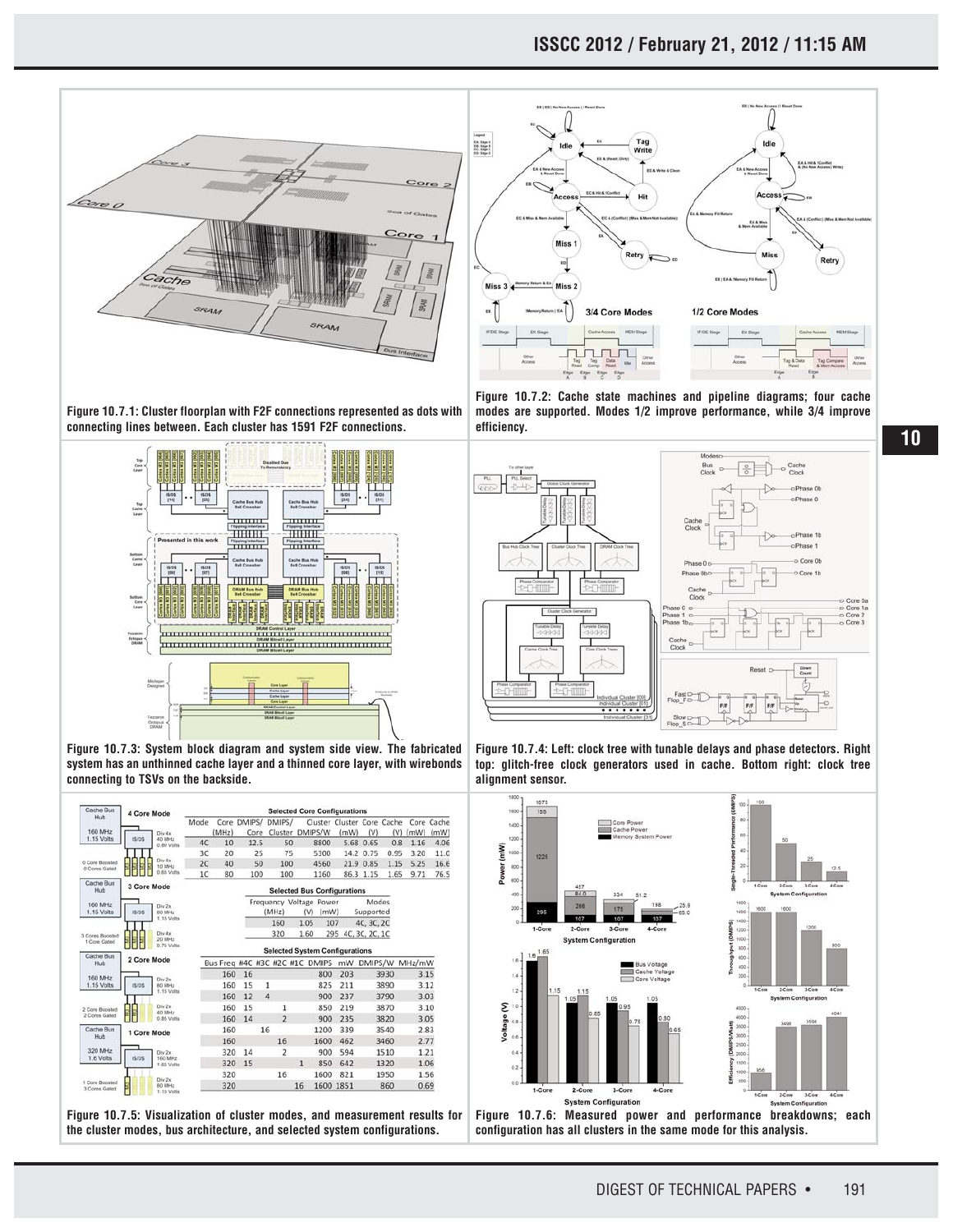Figure 10.7.1: Cluster floorplan with F2F connections represented as dots with connecting lines between. Each cluster has 1591 F2F connections.

Figure 10.7.2: Cache state machines and pipeline diagrams; four cache modes are supported. Modes 1/2 improve performance, while 3/4 improve efficiency.

Figure 10.7.3: System block diagram and system side view. The fabricated system has an unthinned cache layer and a thinned core layer, with wirebonds connecting to TSVs on the backside.

Figure 10.7.4: Left: clock tree with tunable delays and phase detectors. Right top: glitch-free clock generators used in cache. Bottom right: clock tree alignment sensor.

**Selected Core Configurations**

| Mode | Core (MHz) | DMIPS/ Core | DMIPS/ Cluster | Cluster DMIPS/W | Cluster (mW) | Core (V) | Cache (V) | Core (mW) | Cache (mW) |
|---|---|---|---|---|---|---|---|---|---|
| 4C | 10 | 12.5 | 50 | 8800 | 5.68 | 0.65 | 0.8 | 1.16 | 4.06 |
| 3C | 20 | 25 | 75 | 5300 | 14.2 | 0.75 | 0.95 | 3.20 | 11.0 |
| 2C | 40 | 50 | 100 | 4560 | 21.9 | 0.85 | 1.15 | 5.25 | 16.6 |
| 1C | 80 | 100 | 100 | 1160 | 86.3 | 1.15 | 1.65 | 9.71 | 76.5 |

**Selected Bus Configurations**

| Frequency (MHz) | Voltage (V) | Power (mW) | Modes Supported |
|---|---|---|---|
| 160 | 1.05 | 107 | 4C, 3C, 2C |
| 320 | 1.60 | 295 | 4C, 3C, 2C, 1C |

**Selected System Configurations**

| Bus Freq | #4C | #3C | #2C | #1C | DMIPS | mW | DMIPS/W | MHz/mW |
|---|---|---|---|---|---|---|---|---|
| 160 | 16 | | | | 800 | 203 | 3930 | 3.15 |
| 160 | 15 | 1 | | | 825 | 211 | 3890 | 3.12 |
| 160 | 12 | 4 | | | 900 | 237 | 3790 | 3.03 |
| 160 | 15 | | 1 | | 850 | 219 | 3870 | 3.10 |
| 160 | 14 | | 2 | | 900 | 235 | 3820 | 3.05 |
| 160 | | 16 | | | 1200 | 339 | 3540 | 2.83 |
| 160 | | | 16 | | 1600 | 462 | 3460 | 2.77 |
| 320 | 14 | | 2 | | 900 | 594 | 1510 | 1.21 |
| 320 | 15 | | | 1 | 850 | 642 | 1320 | 1.06 |
| 320 | | | 16 | | 1600 | 821 | 1950 | 1.56 |
| 320 | | | | 16 | 1600 | 1851 | 860 | 0.69 |

Figure 10.7.5: Visualization of cluster modes, and measurement results for the cluster modes, bus architecture, and selected system configurations.

Figure 10.7.6: Measured power and performance breakdowns; each configuration has all clusters in the same mode for this analysis.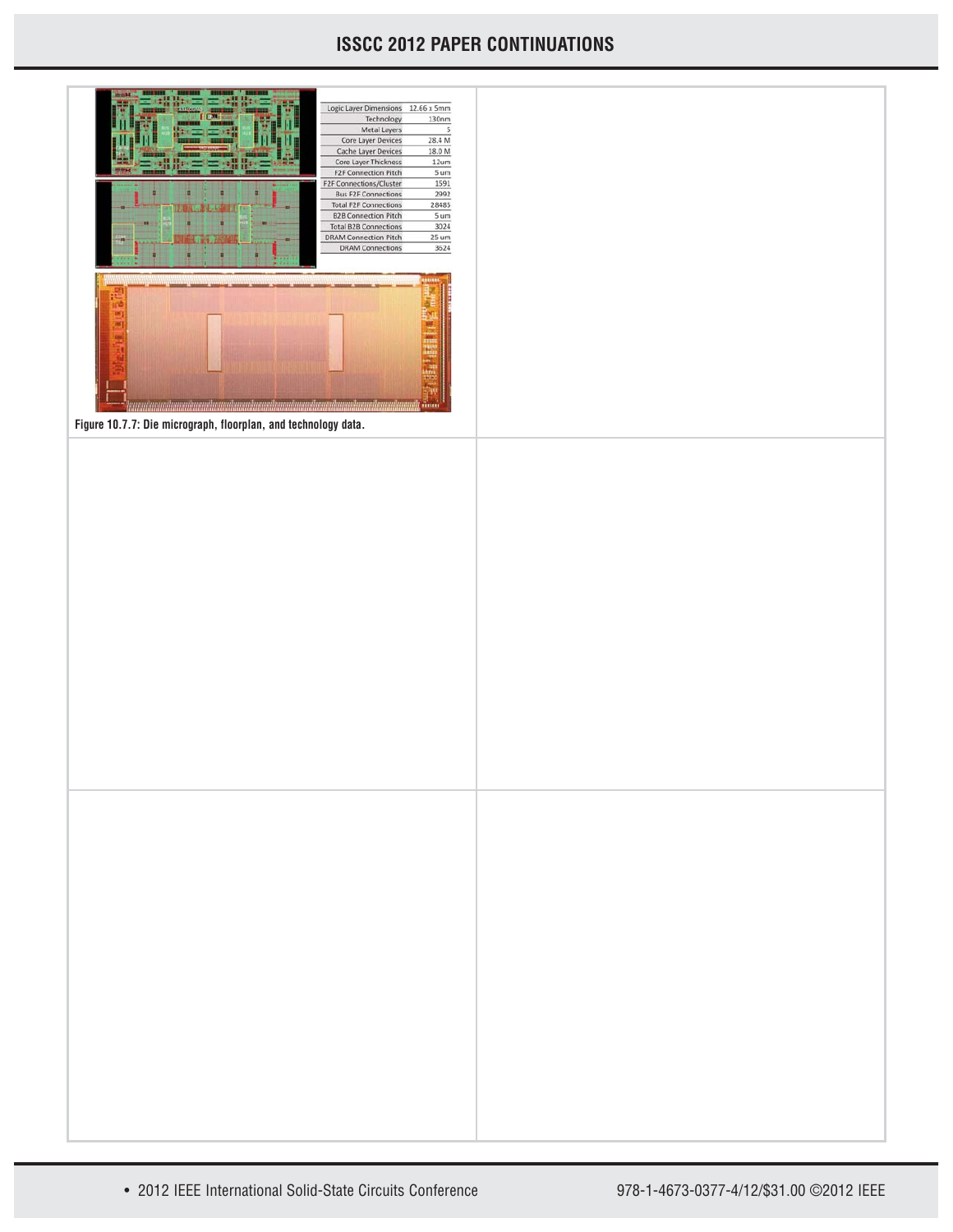| | |
|---|---|
| Logic Layer Dimensions | 12.66 x 5mm |
| Technology | 130nm |
| Metal Layers | 5 |
| Core Layer Devices | 28.4 M |
| Cache Layer Devices | 18.0 M |
| Core Layer Thickness | 12um |
| F2F Connection Pitch | 5 um |
| F2F Connections/Cluster | 1591 |
| Bus F2F Connections | 2992 |
| Total F2F Connections | 28485 |
| B2B Connection Pitch | 5 um |
| Total B2B Connections | 3024 |
| DRAM Connection Pitch | 25 um |
| DRAM Connections | 3624 |

Figure 10.7.7: Die micrograph, floorplan, and technology data.